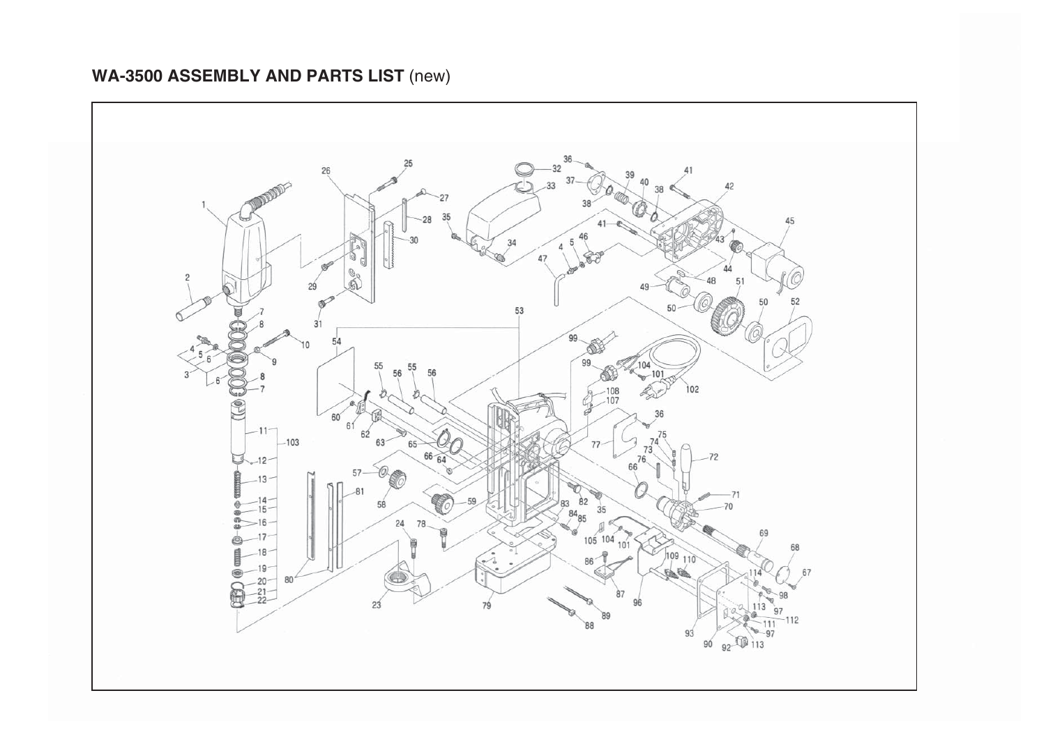## WA-3500 ASSEMBLY AND PARTS LIST (new)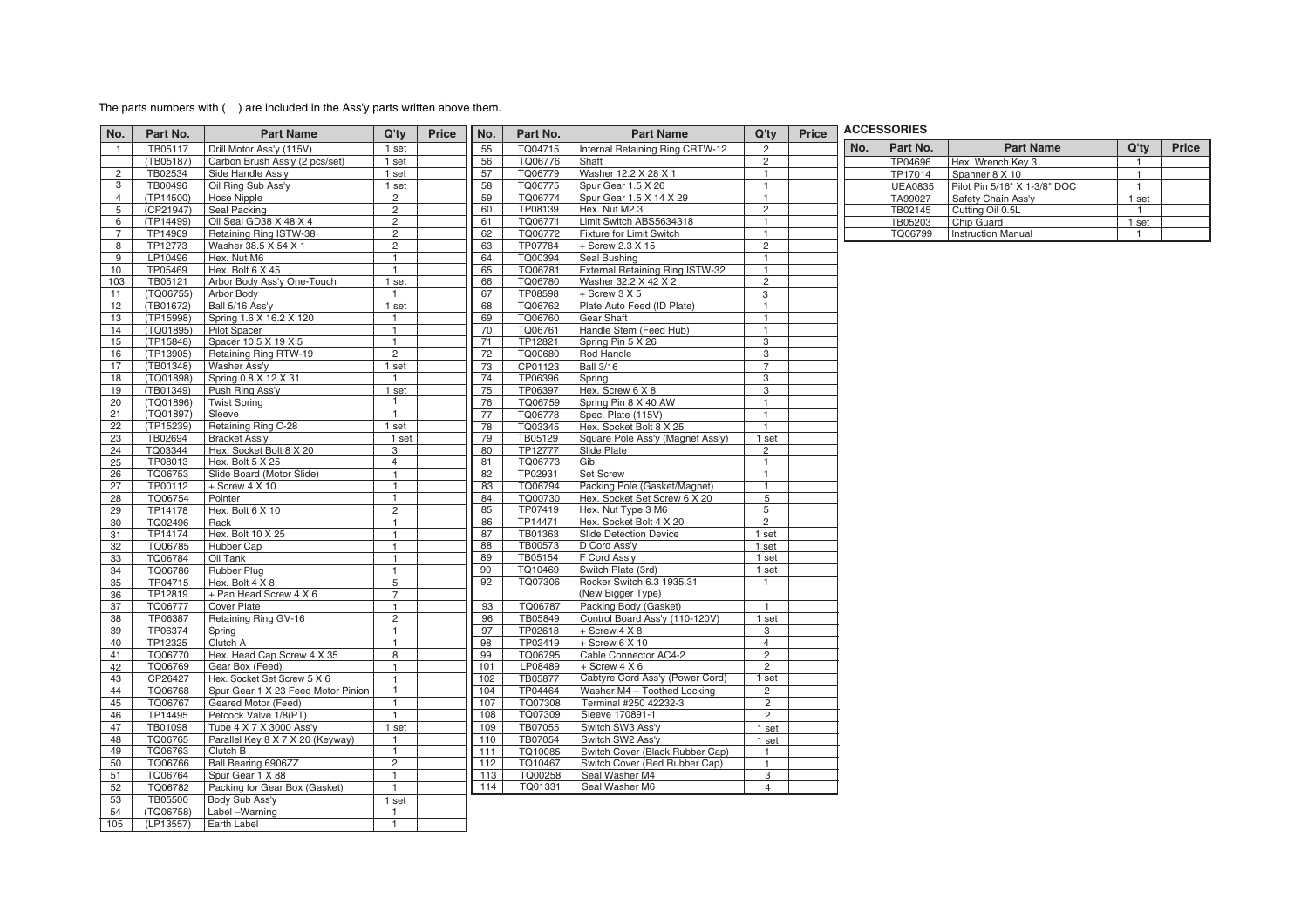The parts numbers with ( ) are included in the Ass'y parts written above them.

| No. | Part No. | Part Name | Q'ty | Price |
|---|---|---|---|---|
| 1 | TB05117 | Drill Motor Ass'y (115V) | 1 set | |
| | (TB05187) | Carbon Brush Ass'y (2 pcs/set) | 1 set | |
| 2 | TB02534 | Side Handle Ass'y | 1 set | |
| 3 | TB00496 | Oil Ring Sub Ass'y | 1 set | |
| 4 | (TP14500) | Hose Nipple | 2 | |
| 5 | (CP21947) | Seal Packing | 2 | |
| 6 | (TP14499) | Oil Seal GD38 X 48 X 4 | 2 | |
| 7 | TP14969 | Retaining Ring ISTW-38 | 2 | |
| 8 | TP12773 | Washer 38.5 X 54 X 1 | 2 | |
| 9 | LP10496 | Hex. Nut M6 | 1 | |
| 10 | TP05469 | Hex. Bolt 6 X 45 | 1 | |
| 103 | TB05121 | Arbor Body Ass'y One-Touch | 1 set | |
| 11 | (TQ06755) | Arbor Body | 1 | |
| 12 | (TB01672) | Ball 5/16 Ass'y | 1 set | |
| 13 | (TP15998) | Spring 1.6 X 16.2 X 120 | 1 | |
| 14 | (TQ01895) | Pilot Spacer | 1 | |
| 15 | (TP15848) | Spacer 10.5 X 19 X 5 | 1 | |
| 16 | (TP13905) | Retaining Ring RTW-19 | 2 | |
| 17 | (TB01348) | Washer Ass'y | 1 set | |
| 18 | (TQ01898) | Spring 0.8 X 12 X 31 | 1 | |
| 19 | (TB01349) | Push Ring Ass'y | 1 set | |
| 20 | (TQ01896) | Twist Spring | 1 | |
| 21 | (TQ01897) | Sleeve | 1 | |
| 22 | (TP15239) | Retaining Ring C-28 | 1 set | |
| 23 | TB02694 | Bracket Ass'y | 1 set | |
| 24 | TQ03344 | Hex. Socket Bolt 8 X 20 | 3 | |
| 25 | TP08013 | Hex. Bolt 5 X 25 | 4 | |
| 26 | TQ06753 | Slide Board (Motor Slide) | 1 | |
| 27 | TP00112 | + Screw 4 X 10 | 1 | |
| 28 | TQ06754 | Pointer | 1 | |
| 29 | TP14178 | Hex. Bolt 6 X 10 | 2 | |
| 30 | TQ02496 | Rack | 1 | |
| 31 | TP14174 | Hex. Bolt 10 X 25 | 1 | |
| 32 | TQ06785 | Rubber Cap | 1 | |
| 33 | TQ06784 | Oil Tank | 1 | |
| 34 | TQ06786 | Rubber Plug | 1 | |
| 35 | TP04715 | Hex. Bolt 4 X 8 | 5 | |
| 36 | TP12819 | + Pan Head Screw 4 X 6 | 7 | |
| 37 | TQ06777 | Cover Plate | 1 | |
| 38 | TP06387 | Retaining Ring GV-16 | 2 | |
| 39 | TP06374 | Spring | 1 | |
| 40 | TP12325 | Clutch A | 1 | |
| 41 | TQ06770 | Hex. Head Cap Screw 4 X 35 | 8 | |
| 42 | TQ06769 | Gear Box (Feed) | 1 | |
| 43 | CP26427 | Hex. Socket Set Screw 5 X 6 | 1 | |
| 44 | TQ06768 | Spur Gear 1 X 23 Feed Motor Pinion | 1 | |
| 45 | TQ06767 | Geared Motor (Feed) | 1 | |
| 46 | TP14495 | Petcock Valve 1/8(PT) | 1 | |
| 47 | TB01098 | Tube 4 X 7 X 3000 Ass'y | 1 set | |
| 48 | TQ06765 | Parallel Key 8 X 7 X 20 (Keyway) | 1 | |
| 49 | TQ06763 | Clutch B | 1 | |
| 50 | TQ06766 | Ball Bearing 6906ZZ | 2 | |
| 51 | TQ06764 | Spur Gear 1 X 88 | 1 | |
| 52 | TQ06782 | Packing for Gear Box (Gasket) | 1 | |
| 53 | TB05500 | Body Sub Ass'y | 1 set | |
| 54 | (TQ06758) | Label –Warning | 1 | |
| 105 | (LP13557) | Earth Label | 1 | |
| 55 | TQ04715 | Internal Retaining Ring CRTW-12 | 2 | |
| 56 | TQ06776 | Shaft | 2 | |
| 57 | TQ06779 | Washer 12.2 X 28 X 1 | 1 | |
| 58 | TQ06775 | Spur Gear 1.5 X 26 | 1 | |
| 59 | TQ06774 | Spur Gear 1.5 X 14 X 29 | 1 | |
| 60 | TP08139 | Hex. Nut M2.3 | 2 | |
| 61 | TQ06771 | Limit Switch ABS5634318 | 1 | |
| 62 | TQ06772 | Fixture for Limit Switch | 1 | |
| 63 | TP07784 | + Screw 2.3 X 15 | 2 | |
| 64 | TQ00394 | Seal Bushing | 1 | |
| 65 | TQ06781 | External Retaining Ring ISTW-32 | 1 | |
| 66 | TQ06780 | Washer 32.2 X 42 X 2 | 2 | |
| 67 | TP08598 | + Screw 3 X 5 | 3 | |
| 68 | TQ06762 | Plate Auto Feed (ID Plate) | 1 | |
| 69 | TQ06760 | Gear Shaft | 1 | |
| 70 | TQ06761 | Handle Stem (Feed Hub) | 1 | |
| 71 | TP12821 | Spring Pin 5 X 26 | 3 | |
| 72 | TQ00680 | Rod Handle | 3 | |
| 73 | CP01123 | Ball 3/16 | 7 | |
| 74 | TP06396 | Spring | 3 | |
| 75 | TP06397 | Hex. Screw 6 X 8 | 3 | |
| 76 | TQ06759 | Spring Pin 8 X 40 AW | 1 | |
| 77 | TQ06778 | Spec. Plate (115V) | 1 | |
| 78 | TQ03345 | Hex. Socket Bolt 8 X 25 | 1 | |
| 79 | TB05129 | Square Pole Ass'y (Magnet Ass'y) | 1 set | |
| 80 | TP12777 | Slide Plate | 2 | |
| 81 | TQ06773 | Gib | 1 | |
| 82 | TP02931 | Set Screw | 1 | |
| 83 | TQ06794 | Packing Pole (Gasket/Magnet) | 1 | |
| 84 | TQ00730 | Hex. Socket Set Screw 6 X 20 | 5 | |
| 85 | TP07419 | Hex. Nut Type 3 M6 | 5 | |
| 86 | TP14471 | Hex. Socket Bolt 4 X 20 | 2 | |
| 87 | TB01363 | Slide Detection Device | 1 set | |
| 88 | TB00573 | D Cord Ass'y | 1 set | |
| 89 | TB05154 | F Cord Ass'y | 1 set | |
| 90 | TQ10469 | Switch Plate (3rd) | 1 set | |
| 92 | TQ07306 | Rocker Switch 6.3 1935.31 (New Bigger Type) | 1 | |
| 93 | TQ06787 | Packing Body (Gasket) | 1 | |
| 96 | TB05849 | Control Board Ass'y (110-120V) | 1 set | |
| 97 | TP02618 | + Screw 4 X 8 | 3 | |
| 98 | TP02419 | + Screw 6 X 10 | 4 | |
| 99 | TQ06795 | Cable Connector AC4-2 | 2 | |
| 101 | LP08489 | + Screw 4 X 6 | 2 | |
| 102 | TB05877 | Cabtyre Cord Ass'y (Power Cord) | 1 set | |
| 104 | TP04464 | Washer M4 – Toothed Locking | 2 | |
| 107 | TQ07308 | Terminal #250 42232-3 | 2 | |
| 108 | TQ07309 | Sleeve 170891-1 | 2 | |
| 109 | TB07055 | Switch SW3 Ass'y | 1 set | |
| 110 | TB07054 | Switch SW2 Ass'y | 1 set | |
| 111 | TQ10085 | Switch Cover (Black Rubber Cap) | 1 | |
| 112 | TQ10467 | Switch Cover (Red Rubber Cap) | 1 | |
| 113 | TQ00258 | Seal Washer M4 | 3 | |
| 114 | TQ01331 | Seal Washer M6 | 4 | |

## ACCESSORIES

| No. | Part No. | Part Name | Q'ty | Price |
|---|---|---|---|---|
| | TP04696 | Hex. Wrench Key 3 | 1 | |
| | TP17014 | Spanner 8 X 10 | 1 | |
| | UEA0835 | Pilot Pin 5/16" X 1-3/8" DOC | 1 | |
| | TA99027 | Safety Chain Ass'y | 1 set | |
| | TB02145 | Cutting Oil 0.5L | 1 | |
| | TB05203 | Chip Guard | 1 set | |
| | TQ06799 | Instruction Manual | 1 | |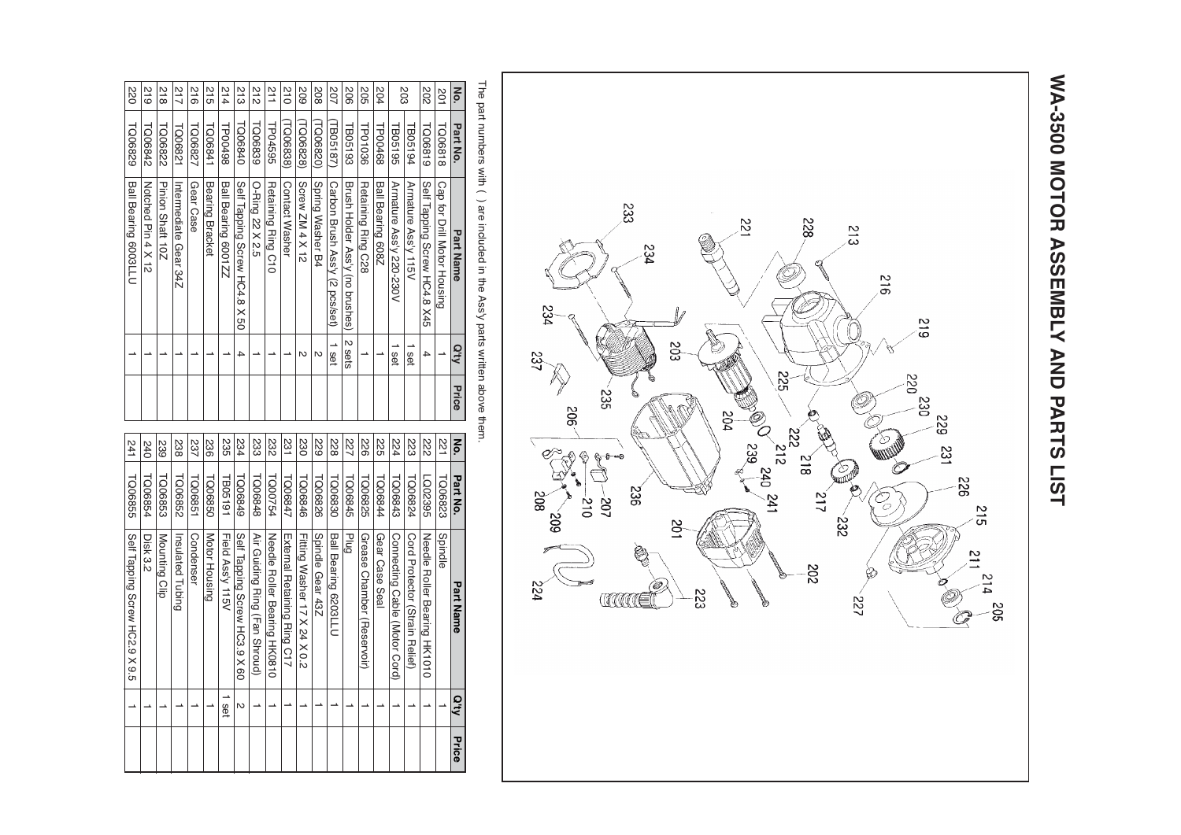# WA-3500 MOTOR ASSEMBLY AND PARTS LIST

The part numbers with ( ) are included in the Ass'y parts written above them.

| No. | Part No. | Part Name | Q'ty | Price |
|---|---|---|---|---|
| 201 | TQ06818 | Cap for Drill Motor Housing | 1 | |
| 202 | TQ06819 | Self Tapping Screw HC4.8 X45 | 4 | |
| 203 | TB05194 | Armature Ass'y 115V | 1 set | |
| | TB05195 | Armature Ass'y 220-230V | 1 set | |
| 204 | TP00468 | Ball Bearing 608Z | 1 | |
| 205 | TP01036 | Retaining Ring C28 | 1 | |
| 206 | TB05193 | Brush Holder Ass'y (no brushes) | 2 sets | |
| 207 | (TB05187) | Carbon Brush Ass'y (2 pcs/set) | 1 set | |
| 208 | (TQ06820) | Spring Washer B4 | 2 | |
| 209 | (TQ06828) | Screw ZM 4 X 12 | 2 | |
| 210 | (TQ06838) | Contact Washer | 1 | |
| 211 | TP04595 | Retaining Ring C10 | 1 | |
| 212 | TQ06839 | O-Ring 22 X 2.5 | 1 | |
| 213 | TQ06840 | Self Tapping Screw HC4.8 X 50 | 4 | |
| 214 | TP00498 | Ball Bearing 6001ZZ | 1 | |
| 215 | TQ06841 | Bearing Bracket | 1 | |
| 216 | TQ06827 | Gear Case | 1 | |
| 217 | TQ06821 | Intermediate Gear 34Z | 1 | |
| 218 | TQ06822 | Pinion Shaft 10Z | 1 | |
| 219 | TQ06842 | Notched Pin 4 X 12 | 1 | |
| 220 | TQ06829 | Ball Bearing 6003LLU | 1 | |
| 221 | TQ06823 | Spindle | 1 | |
| 222 | LQ02395 | Needle Roller Bearing HK1010 | 1 | |
| 223 | TQ06824 | Cord Protector (Strain Relief) | 1 | |
| 224 | TQ06843 | Connecting Cable (Motor Cord) | 1 | |
| 225 | TQ06844 | Gear Case Seal | 1 | |
| 226 | TQ06825 | Grease Chamber (Reservoir) | 1 | |
| 227 | TQ06845 | Plug | 1 | |
| 228 | TQ06830 | Ball Bearing 6203LLU | 1 | |
| 229 | TQ06826 | Spindle Gear 43Z | 1 | |
| 230 | TQ06846 | Fitting Washer 17 X 24 X 0.2 | 1 | |
| 231 | TQ06847 | External Retaining Ring C17 | 1 | |
| 232 | TQ00754 | Needle Roller Bearing HK0810 | 1 | |
| 233 | TQ06848 | Air Guiding Ring (Fan Shroud) | 1 | |
| 234 | TQ06849 | Self Tapping Screw HC3.9 X 60 | 2 | |
| 235 | TB05191 | Field Ass'y 115V | 1 set | |
| 236 | TQ06850 | Motor Housing | 1 | |
| 237 | TQ06851 | Condenser | 1 | |
| 238 | TQ06852 | Insulated Tubing | 1 | |
| 239 | TQ06853 | Mounting Clip | 1 | |
| 240 | TQ06854 | Disk 3.2 | 1 | |
| 241 | TQ06855 | Self Tapping Screw HC2.9 X 9.5 | 1 | |